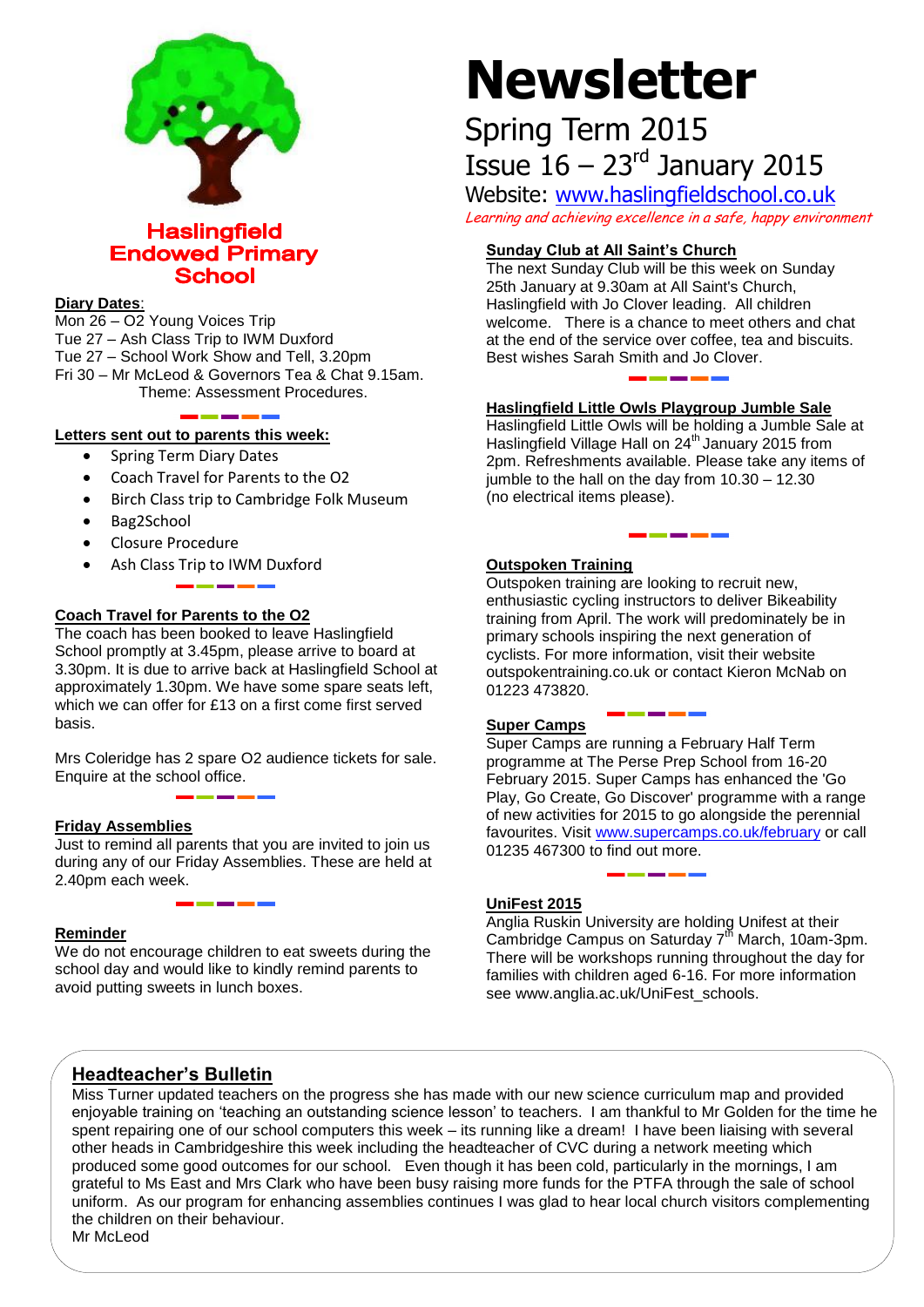# Newsletter

## Spring Term 2015

## Issue 16 – 23rd January 2015

Website: www.haslingfieldschool.co.uk

*Learning and achieving excellence in a safe, happy environment*

**Haslingfield Endowed Primary School**

**Diary Dates**:

Mon 26 – O2 Young Voices Trip
Tue 27 – Ash Class Trip to IWM Duxford
Tue 27 – School Work Show and Tell, 3.20pm
Fri 30 – Mr McLeod & Governors Tea & Chat 9.15am. Theme: Assessment Procedures.

**Letters sent out to parents this week:**

- Spring Term Diary Dates
- Coach Travel for Parents to the O2
- Birch Class trip to Cambridge Folk Museum
- Bag2School
- Closure Procedure
- Ash Class Trip to IWM Duxford

**Coach Travel for Parents to the O2**

The coach has been booked to leave Haslingfield School promptly at 3.45pm, please arrive to board at 3.30pm. It is due to arrive back at Haslingfield School at approximately 1.30pm. We have some spare seats left, which we can offer for £13 on a first come first served basis.

Mrs Coleridge has 2 spare O2 audience tickets for sale. Enquire at the school office.

**Friday Assemblies**

Just to remind all parents that you are invited to join us during any of our Friday Assemblies. These are held at 2.40pm each week.

**Reminder**

We do not encourage children to eat sweets during the school day and would like to kindly remind parents to avoid putting sweets in lunch boxes.

**Sunday Club at All Saint's Church**

The next Sunday Club will be this week on Sunday 25th January at 9.30am at All Saint's Church, Haslingfield with Jo Clover leading. All children welcome. There is a chance to meet others and chat at the end of the service over coffee, tea and biscuits. Best wishes Sarah Smith and Jo Clover.

**Haslingfield Little Owls Playgroup Jumble Sale**

Haslingfield Little Owls will be holding a Jumble Sale at Haslingfield Village Hall on 24th January 2015 from 2pm. Refreshments available. Please take any items of jumble to the hall on the day from 10.30 – 12.30 (no electrical items please).

**Outspoken Training**

Outspoken training are looking to recruit new, enthusiastic cycling instructors to deliver Bikeability training from April. The work will predominately be in primary schools inspiring the next generation of cyclists. For more information, visit their website outspokentraining.co.uk or contact Kieron McNab on 01223 473820.

**Super Camps**

Super Camps are running a February Half Term programme at The Perse Prep School from 16-20 February 2015. Super Camps has enhanced the 'Go Play, Go Create, Go Discover' programme with a range of new activities for 2015 to go alongside the perennial favourites. Visit www.supercamps.co.uk/february or call 01235 467300 to find out more.

**UniFest 2015**

Anglia Ruskin University are holding Unifest at their Cambridge Campus on Saturday 7th March, 10am-3pm. There will be workshops running throughout the day for families with children aged 6-16. For more information see www.anglia.ac.uk/UniFest_schools.

**Headteacher's Bulletin**

Miss Turner updated teachers on the progress she has made with our new science curriculum map and provided enjoyable training on 'teaching an outstanding science lesson' to teachers. I am thankful to Mr Golden for the time he spent repairing one of our school computers this week – its running like a dream! I have been liaising with several other heads in Cambridgeshire this week including the headteacher of CVC during a network meeting which produced some good outcomes for our school. Even though it has been cold, particularly in the mornings, I am grateful to Ms East and Mrs Clark who have been busy raising more funds for the PTFA through the sale of school uniform. As our program for enhancing assemblies continues I was glad to hear local church visitors complementing the children on their behaviour.
Mr McLeod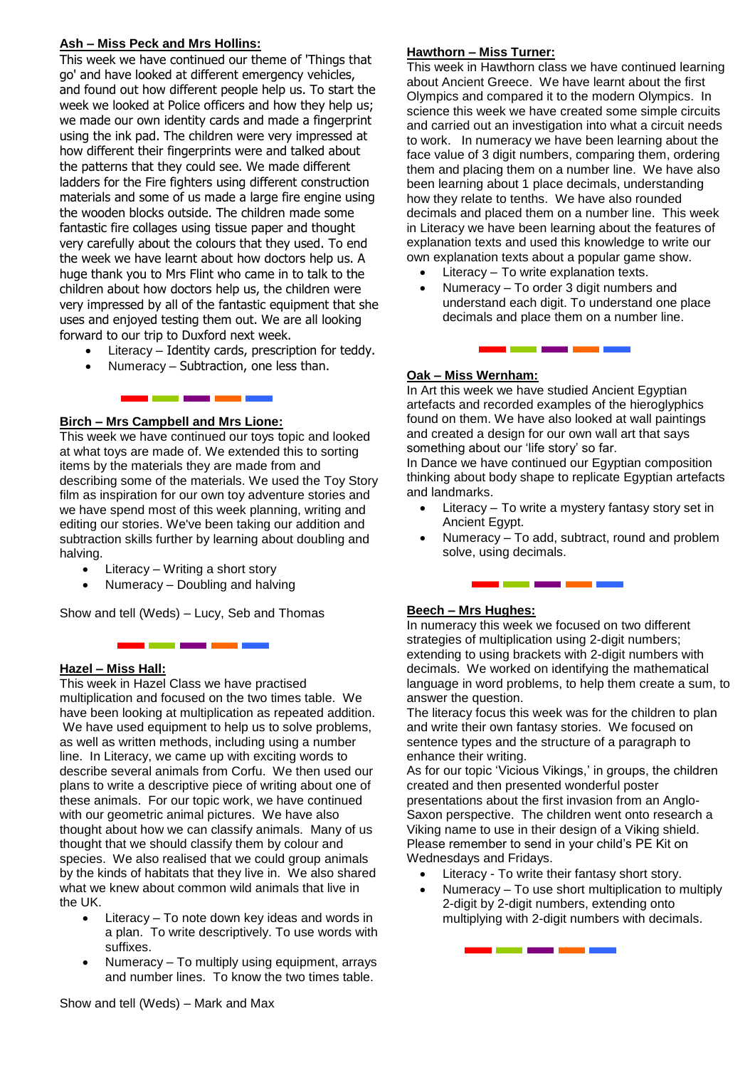## Ash – Miss Peck and Mrs Hollins:

This week we have continued our theme of 'Things that go' and have looked at different emergency vehicles, and found out how different people help us. To start the week we looked at Police officers and how they help us; we made our own identity cards and made a fingerprint using the ink pad. The children were very impressed at how different their fingerprints were and talked about the patterns that they could see. We made different ladders for the Fire fighters using different construction materials and some of us made a large fire engine using the wooden blocks outside. The children made some fantastic fire collages using tissue paper and thought very carefully about the colours that they used. To end the week we have learnt about how doctors help us. A huge thank you to Mrs Flint who came in to talk to the children about how doctors help us, the children were very impressed by all of the fantastic equipment that she uses and enjoyed testing them out. We are all looking forward to our trip to Duxford next week.

- Literacy – Identity cards, prescription for teddy.
- Numeracy – Subtraction, one less than.

## Birch – Mrs Campbell and Mrs Lione:

This week we have continued our toys topic and looked at what toys are made of. We extended this to sorting items by the materials they are made from and describing some of the materials. We used the Toy Story film as inspiration for our own toy adventure stories and we have spend most of this week planning, writing and editing our stories. We've been taking our addition and subtraction skills further by learning about doubling and halving.

- Literacy – Writing a short story
- Numeracy – Doubling and halving

Show and tell (Weds) – Lucy, Seb and Thomas

## Hazel – Miss Hall:

This week in Hazel Class we have practised multiplication and focused on the two times table. We have been looking at multiplication as repeated addition. We have used equipment to help us to solve problems, as well as written methods, including using a number line. In Literacy, we came up with exciting words to describe several animals from Corfu. We then used our plans to write a descriptive piece of writing about one of these animals. For our topic work, we have continued with our geometric animal pictures. We have also thought about how we can classify animals. Many of us thought that we should classify them by colour and species. We also realised that we could group animals by the kinds of habitats that they live in. We also shared what we knew about common wild animals that live in the UK.

- Literacy – To note down key ideas and words in a plan. To write descriptively. To use words with suffixes.
- Numeracy – To multiply using equipment, arrays and number lines. To know the two times table.

Show and tell (Weds) – Mark and Max

## Hawthorn – Miss Turner:

This week in Hawthorn class we have continued learning about Ancient Greece. We have learnt about the first Olympics and compared it to the modern Olympics. In science this week we have created some simple circuits and carried out an investigation into what a circuit needs to work. In numeracy we have been learning about the face value of 3 digit numbers, comparing them, ordering them and placing them on a number line. We have also been learning about 1 place decimals, understanding how they relate to tenths. We have also rounded decimals and placed them on a number line. This week in Literacy we have been learning about the features of explanation texts and used this knowledge to write our own explanation texts about a popular game show.

- Literacy – To write explanation texts.
- Numeracy – To order 3 digit numbers and understand each digit. To understand one place decimals and place them on a number line.

## Oak – Miss Wernham:

In Art this week we have studied Ancient Egyptian artefacts and recorded examples of the hieroglyphics found on them. We have also looked at wall paintings and created a design for our own wall art that says something about our 'life story' so far.

In Dance we have continued our Egyptian composition thinking about body shape to replicate Egyptian artefacts and landmarks.

- Literacy – To write a mystery fantasy story set in Ancient Egypt.
- Numeracy – To add, subtract, round and problem solve, using decimals.

## Beech – Mrs Hughes:

In numeracy this week we focused on two different strategies of multiplication using 2-digit numbers; extending to using brackets with 2-digit numbers with decimals. We worked on identifying the mathematical language in word problems, to help them create a sum, to answer the question.

The literacy focus this week was for the children to plan and write their own fantasy stories. We focused on sentence types and the structure of a paragraph to enhance their writing.

As for our topic 'Vicious Vikings,' in groups, the children created and then presented wonderful poster presentations about the first invasion from an Anglo-Saxon perspective. The children went onto research a Viking name to use in their design of a Viking shield. Please remember to send in your child's PE Kit on Wednesdays and Fridays.

- Literacy - To write their fantasy short story.
- Numeracy – To use short multiplication to multiply 2-digit by 2-digit numbers, extending onto multiplying with 2-digit numbers with decimals.